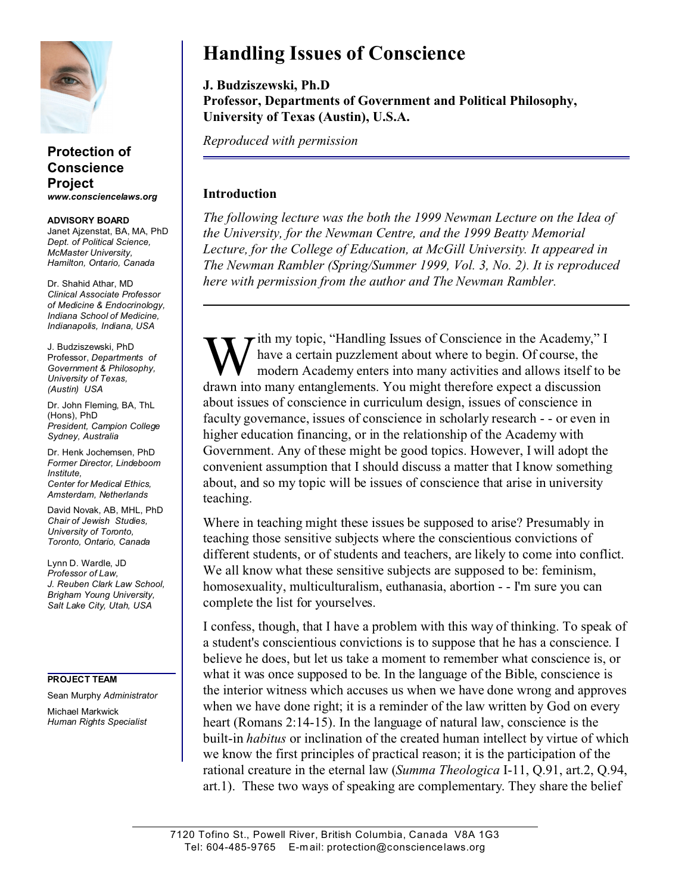# Handling Issues of Conscience

**J. Budziszewski, Ph.D**
**Professor, Departments of Government and Political Philosophy, University of Texas (Austin), U.S.A.**

*Reproduced with permission*

**Protection of Conscience Project**
***www.consciencelaws.org***

**ADVISORY BOARD**

Janet Ajzenstat, BA, MA, PhD
*Dept. of Political Science, McMaster University, Hamilton, Ontario, Canada*

Dr. Shahid Athar, MD
*Clinical Associate Professor of Medicine & Endocrinology, Indiana School of Medicine, Indianapolis, Indiana, USA*

J. Budziszewski, PhD
Professor, *Departments of Government & Philosophy, University of Texas, (Austin) USA*

Dr. John Fleming, BA, ThL (Hons), PhD
*President, Campion College Sydney, Australia*

Dr. Henk Jochemsen, PhD
*Former Director, Lindeboom Institute, Center for Medical Ethics, Amsterdam, Netherlands*

David Novak, AB, MHL, PhD
*Chair of Jewish Studies, University of Toronto, Toronto, Ontario, Canada*

Lynn D. Wardle, JD
*Professor of Law, J. Reuben Clark Law School, Brigham Young University, Salt Lake City, Utah, USA*

**PROJECT TEAM**

Sean Murphy *Administrator*

Michael Markwick *Human Rights Specialist*

## Introduction

*The following lecture was the both the 1999 Newman Lecture on the Idea of the University, for the Newman Centre, and the 1999 Beatty Memorial Lecture, for the College of Education, at McGill University. It appeared in The Newman Rambler (Spring/Summer 1999, Vol. 3, No. 2). It is reproduced here with permission from the author and The Newman Rambler.*

---

With my topic, "Handling Issues of Conscience in the Academy," I have a certain puzzlement about where to begin. Of course, the modern Academy enters into many activities and allows itself to be drawn into many entanglements. You might therefore expect a discussion about issues of conscience in curriculum design, issues of conscience in faculty governance, issues of conscience in scholarly research - - or even in higher education financing, or in the relationship of the Academy with Government. Any of these might be good topics. However, I will adopt the convenient assumption that I should discuss a matter that I know something about, and so my topic will be issues of conscience that arise in university teaching.

Where in teaching might these issues be supposed to arise? Presumably in teaching those sensitive subjects where the conscientious convictions of different students, or of students and teachers, are likely to come into conflict. We all know what these sensitive subjects are supposed to be: feminism, homosexuality, multiculturalism, euthanasia, abortion - - I'm sure you can complete the list for yourselves.

I confess, though, that I have a problem with this way of thinking. To speak of a student's conscientious convictions is to suppose that he has a conscience. I believe he does, but let us take a moment to remember what conscience is, or what it was once supposed to be. In the language of the Bible, conscience is the interior witness which accuses us when we have done wrong and approves when we have done right; it is a reminder of the law written by God on every heart (Romans 2:14-15). In the language of natural law, conscience is the built-in *habitus* or inclination of the created human intellect by virtue of which we know the first principles of practical reason; it is the participation of the rational creature in the eternal law (*Summa Theologica* I-11, Q.91, art.2, Q.94, art.1). These two ways of speaking are complementary. They share the belief

7120 Tofino St., Powell River, British Columbia, Canada V8A 1G3
Tel: 604-485-9765 E-mail: protection@consciencelaws.org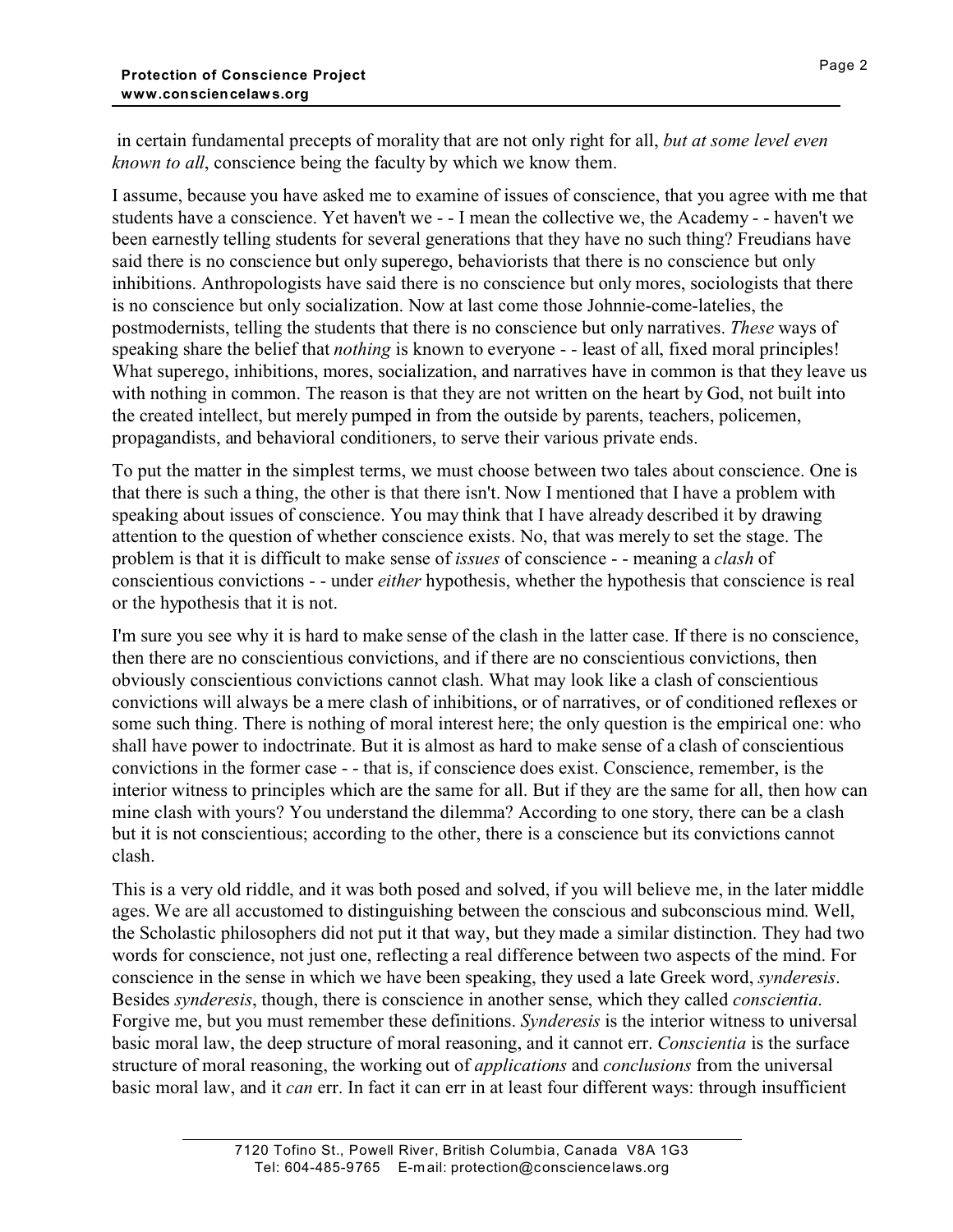in certain fundamental precepts of morality that are not only right for all, *but at some level even known to all*, conscience being the faculty by which we know them.

I assume, because you have asked me to examine of issues of conscience, that you agree with me that students have a conscience. Yet haven't we - - I mean the collective we, the Academy - - haven't we been earnestly telling students for several generations that they have no such thing? Freudians have said there is no conscience but only superego, behaviorists that there is no conscience but only inhibitions. Anthropologists have said there is no conscience but only mores, sociologists that there is no conscience but only socialization. Now at last come those Johnnie-come-latelies, the postmodernists, telling the students that there is no conscience but only narratives. *These* ways of speaking share the belief that *nothing* is known to everyone - - least of all, fixed moral principles! What superego, inhibitions, mores, socialization, and narratives have in common is that they leave us with nothing in common. The reason is that they are not written on the heart by God, not built into the created intellect, but merely pumped in from the outside by parents, teachers, policemen, propagandists, and behavioral conditioners, to serve their various private ends.

To put the matter in the simplest terms, we must choose between two tales about conscience. One is that there is such a thing, the other is that there isn't. Now I mentioned that I have a problem with speaking about issues of conscience. You may think that I have already described it by drawing attention to the question of whether conscience exists. No, that was merely to set the stage. The problem is that it is difficult to make sense of *issues* of conscience - - meaning a *clash* of conscientious convictions - - under *either* hypothesis, whether the hypothesis that conscience is real or the hypothesis that it is not.

I'm sure you see why it is hard to make sense of the clash in the latter case. If there is no conscience, then there are no conscientious convictions, and if there are no conscientious convictions, then obviously conscientious convictions cannot clash. What may look like a clash of conscientious convictions will always be a mere clash of inhibitions, or of narratives, or of conditioned reflexes or some such thing. There is nothing of moral interest here; the only question is the empirical one: who shall have power to indoctrinate. But it is almost as hard to make sense of a clash of conscientious convictions in the former case - - that is, if conscience does exist. Conscience, remember, is the interior witness to principles which are the same for all. But if they are the same for all, then how can mine clash with yours? You understand the dilemma? According to one story, there can be a clash but it is not conscientious; according to the other, there is a conscience but its convictions cannot clash.

This is a very old riddle, and it was both posed and solved, if you will believe me, in the later middle ages. We are all accustomed to distinguishing between the conscious and subconscious mind. Well, the Scholastic philosophers did not put it that way, but they made a similar distinction. They had two words for conscience, not just one, reflecting a real difference between two aspects of the mind. For conscience in the sense in which we have been speaking, they used a late Greek word, *synderesis*. Besides *synderesis*, though, there is conscience in another sense, which they called *conscientia*. Forgive me, but you must remember these definitions. *Synderesis* is the interior witness to universal basic moral law, the deep structure of moral reasoning, and it cannot err. *Conscientia* is the surface structure of moral reasoning, the working out of *applications* and *conclusions* from the universal basic moral law, and it *can* err. In fact it can err in at least four different ways: through insufficient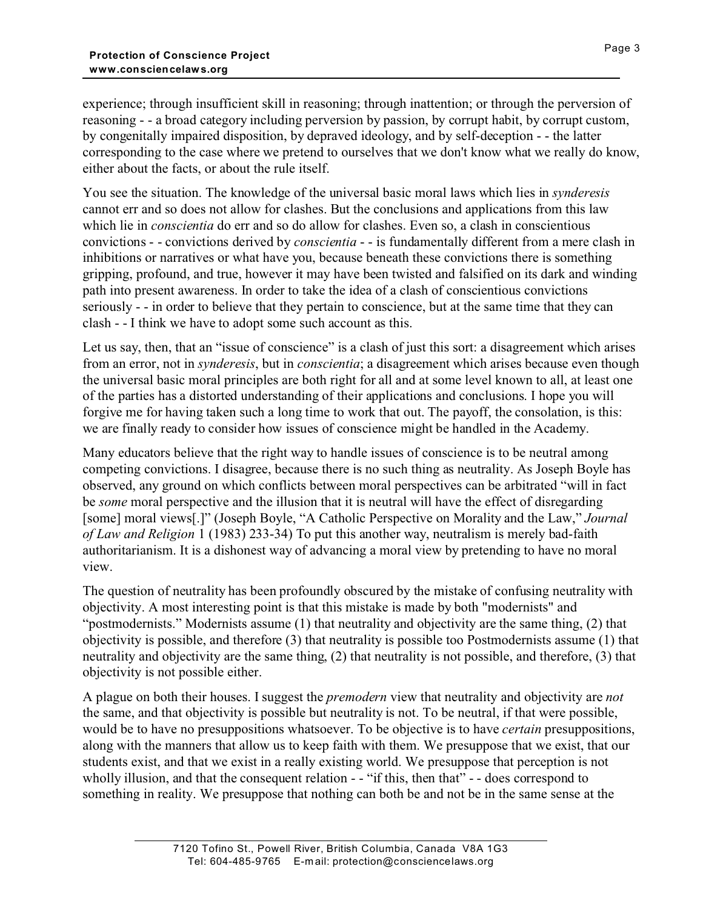experience; through insufficient skill in reasoning; through inattention; or through the perversion of reasoning - - a broad category including perversion by passion, by corrupt habit, by corrupt custom, by congenitally impaired disposition, by depraved ideology, and by self-deception - - the latter corresponding to the case where we pretend to ourselves that we don't know what we really do know, either about the facts, or about the rule itself.

You see the situation. The knowledge of the universal basic moral laws which lies in *synderesis* cannot err and so does not allow for clashes. But the conclusions and applications from this law which lie in *conscientia* do err and so do allow for clashes. Even so, a clash in conscientious convictions - - convictions derived by *conscientia* - - is fundamentally different from a mere clash in inhibitions or narratives or what have you, because beneath these convictions there is something gripping, profound, and true, however it may have been twisted and falsified on its dark and winding path into present awareness. In order to take the idea of a clash of conscientious convictions seriously - - in order to believe that they pertain to conscience, but at the same time that they can clash - - I think we have to adopt some such account as this.

Let us say, then, that an "issue of conscience" is a clash of just this sort: a disagreement which arises from an error, not in *synderesis*, but in *conscientia*; a disagreement which arises because even though the universal basic moral principles are both right for all and at some level known to all, at least one of the parties has a distorted understanding of their applications and conclusions. I hope you will forgive me for having taken such a long time to work that out. The payoff, the consolation, is this: we are finally ready to consider how issues of conscience might be handled in the Academy.

Many educators believe that the right way to handle issues of conscience is to be neutral among competing convictions. I disagree, because there is no such thing as neutrality. As Joseph Boyle has observed, any ground on which conflicts between moral perspectives can be arbitrated "will in fact be *some* moral perspective and the illusion that it is neutral will have the effect of disregarding [some] moral views[.]" (Joseph Boyle, "A Catholic Perspective on Morality and the Law," *Journal of Law and Religion* 1 (1983) 233-34) To put this another way, neutralism is merely bad-faith authoritarianism. It is a dishonest way of advancing a moral view by pretending to have no moral view.

The question of neutrality has been profoundly obscured by the mistake of confusing neutrality with objectivity. A most interesting point is that this mistake is made by both "modernists" and "postmodernists." Modernists assume (1) that neutrality and objectivity are the same thing, (2) that objectivity is possible, and therefore (3) that neutrality is possible too Postmodernists assume (1) that neutrality and objectivity are the same thing, (2) that neutrality is not possible, and therefore, (3) that objectivity is not possible either.

A plague on both their houses. I suggest the *premodern* view that neutrality and objectivity are *not* the same, and that objectivity is possible but neutrality is not. To be neutral, if that were possible, would be to have no presuppositions whatsoever. To be objective is to have *certain* presuppositions, along with the manners that allow us to keep faith with them. We presuppose that we exist, that our students exist, and that we exist in a really existing world. We presuppose that perception is not wholly illusion, and that the consequent relation - - "if this, then that" - - does correspond to something in reality. We presuppose that nothing can both be and not be in the same sense at the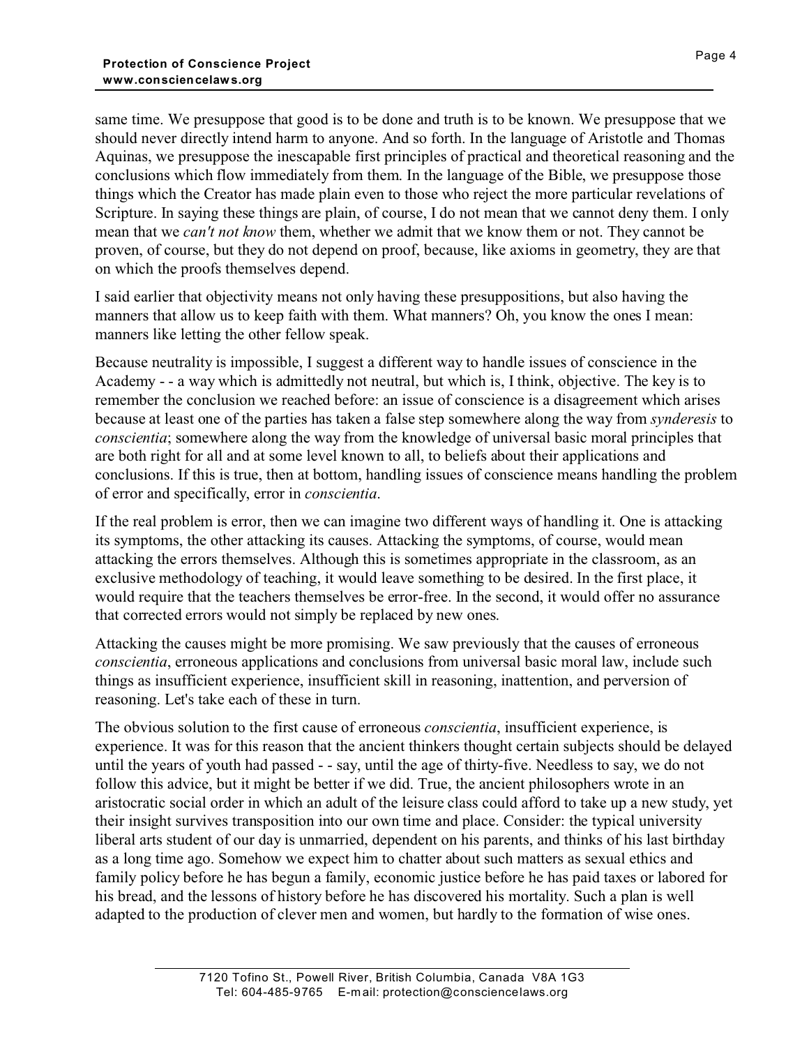same time. We presuppose that good is to be done and truth is to be known. We presuppose that we should never directly intend harm to anyone. And so forth. In the language of Aristotle and Thomas Aquinas, we presuppose the inescapable first principles of practical and theoretical reasoning and the conclusions which flow immediately from them. In the language of the Bible, we presuppose those things which the Creator has made plain even to those who reject the more particular revelations of Scripture. In saying these things are plain, of course, I do not mean that we cannot deny them. I only mean that we *can't not know* them, whether we admit that we know them or not. They cannot be proven, of course, but they do not depend on proof, because, like axioms in geometry, they are that on which the proofs themselves depend.

I said earlier that objectivity means not only having these presuppositions, but also having the manners that allow us to keep faith with them. What manners? Oh, you know the ones I mean: manners like letting the other fellow speak.

Because neutrality is impossible, I suggest a different way to handle issues of conscience in the Academy - - a way which is admittedly not neutral, but which is, I think, objective. The key is to remember the conclusion we reached before: an issue of conscience is a disagreement which arises because at least one of the parties has taken a false step somewhere along the way from *synderesis* to *conscientia*; somewhere along the way from the knowledge of universal basic moral principles that are both right for all and at some level known to all, to beliefs about their applications and conclusions. If this is true, then at bottom, handling issues of conscience means handling the problem of error and specifically, error in *conscientia*.

If the real problem is error, then we can imagine two different ways of handling it. One is attacking its symptoms, the other attacking its causes. Attacking the symptoms, of course, would mean attacking the errors themselves. Although this is sometimes appropriate in the classroom, as an exclusive methodology of teaching, it would leave something to be desired. In the first place, it would require that the teachers themselves be error-free. In the second, it would offer no assurance that corrected errors would not simply be replaced by new ones.

Attacking the causes might be more promising. We saw previously that the causes of erroneous *conscientia*, erroneous applications and conclusions from universal basic moral law, include such things as insufficient experience, insufficient skill in reasoning, inattention, and perversion of reasoning. Let's take each of these in turn.

The obvious solution to the first cause of erroneous *conscientia*, insufficient experience, is experience. It was for this reason that the ancient thinkers thought certain subjects should be delayed until the years of youth had passed - - say, until the age of thirty-five. Needless to say, we do not follow this advice, but it might be better if we did. True, the ancient philosophers wrote in an aristocratic social order in which an adult of the leisure class could afford to take up a new study, yet their insight survives transposition into our own time and place. Consider: the typical university liberal arts student of our day is unmarried, dependent on his parents, and thinks of his last birthday as a long time ago. Somehow we expect him to chatter about such matters as sexual ethics and family policy before he has begun a family, economic justice before he has paid taxes or labored for his bread, and the lessons of history before he has discovered his mortality. Such a plan is well adapted to the production of clever men and women, but hardly to the formation of wise ones.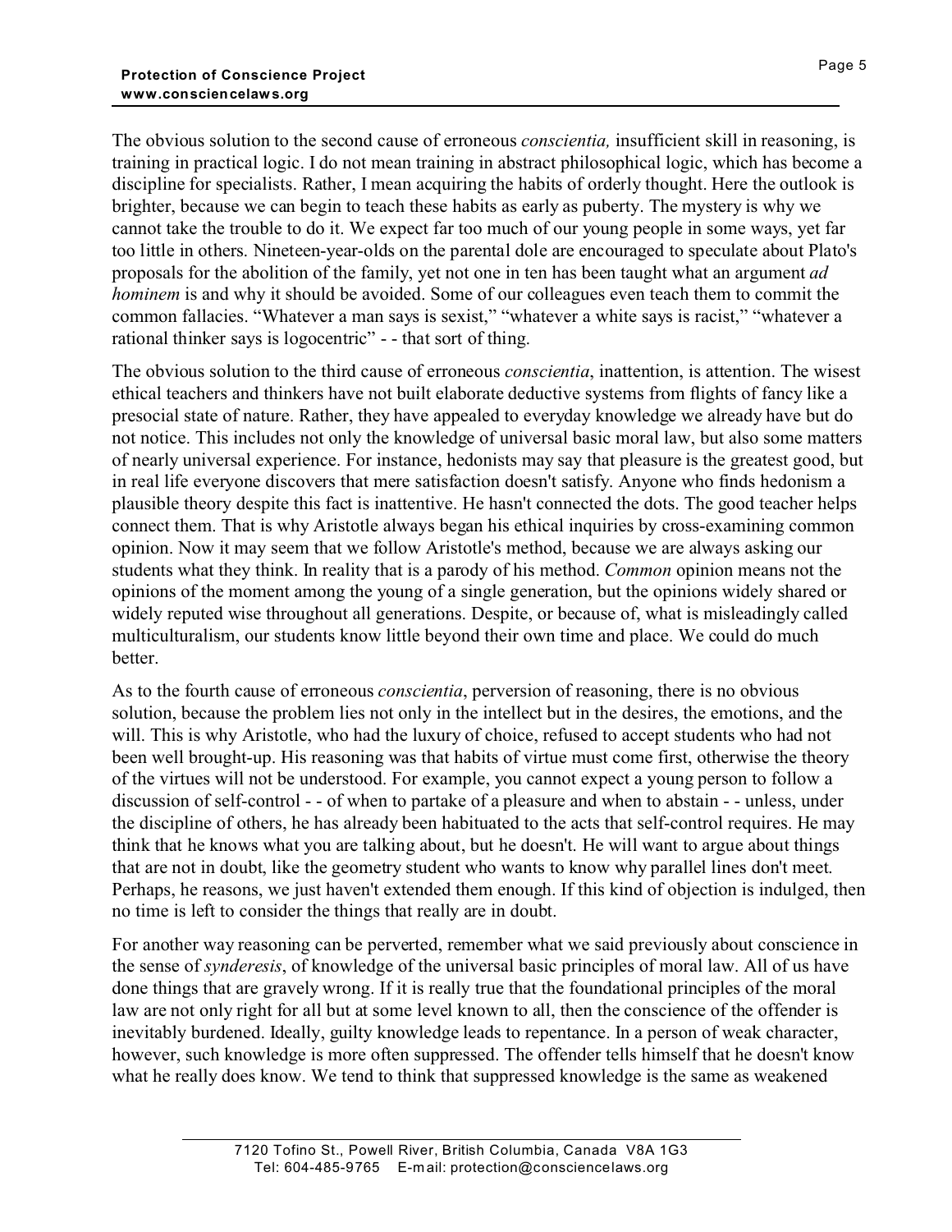The obvious solution to the second cause of erroneous *conscientia,* insufficient skill in reasoning, is training in practical logic. I do not mean training in abstract philosophical logic, which has become a discipline for specialists. Rather, I mean acquiring the habits of orderly thought. Here the outlook is brighter, because we can begin to teach these habits as early as puberty. The mystery is why we cannot take the trouble to do it. We expect far too much of our young people in some ways, yet far too little in others. Nineteen-year-olds on the parental dole are encouraged to speculate about Plato's proposals for the abolition of the family, yet not one in ten has been taught what an argument *ad hominem* is and why it should be avoided. Some of our colleagues even teach them to commit the common fallacies. "Whatever a man says is sexist," "whatever a white says is racist," "whatever a rational thinker says is logocentric" - - that sort of thing.

The obvious solution to the third cause of erroneous *conscientia*, inattention, is attention. The wisest ethical teachers and thinkers have not built elaborate deductive systems from flights of fancy like a presocial state of nature. Rather, they have appealed to everyday knowledge we already have but do not notice. This includes not only the knowledge of universal basic moral law, but also some matters of nearly universal experience. For instance, hedonists may say that pleasure is the greatest good, but in real life everyone discovers that mere satisfaction doesn't satisfy. Anyone who finds hedonism a plausible theory despite this fact is inattentive. He hasn't connected the dots. The good teacher helps connect them. That is why Aristotle always began his ethical inquiries by cross-examining common opinion. Now it may seem that we follow Aristotle's method, because we are always asking our students what they think. In reality that is a parody of his method. *Common* opinion means not the opinions of the moment among the young of a single generation, but the opinions widely shared or widely reputed wise throughout all generations. Despite, or because of, what is misleadingly called multiculturalism, our students know little beyond their own time and place. We could do much better.

As to the fourth cause of erroneous *conscientia*, perversion of reasoning, there is no obvious solution, because the problem lies not only in the intellect but in the desires, the emotions, and the will. This is why Aristotle, who had the luxury of choice, refused to accept students who had not been well brought-up. His reasoning was that habits of virtue must come first, otherwise the theory of the virtues will not be understood. For example, you cannot expect a young person to follow a discussion of self-control - - of when to partake of a pleasure and when to abstain - - unless, under the discipline of others, he has already been habituated to the acts that self-control requires. He may think that he knows what you are talking about, but he doesn't. He will want to argue about things that are not in doubt, like the geometry student who wants to know why parallel lines don't meet. Perhaps, he reasons, we just haven't extended them enough. If this kind of objection is indulged, then no time is left to consider the things that really are in doubt.

For another way reasoning can be perverted, remember what we said previously about conscience in the sense of *synderesis*, of knowledge of the universal basic principles of moral law. All of us have done things that are gravely wrong. If it is really true that the foundational principles of the moral law are not only right for all but at some level known to all, then the conscience of the offender is inevitably burdened. Ideally, guilty knowledge leads to repentance. In a person of weak character, however, such knowledge is more often suppressed. The offender tells himself that he doesn't know what he really does know. We tend to think that suppressed knowledge is the same as weakened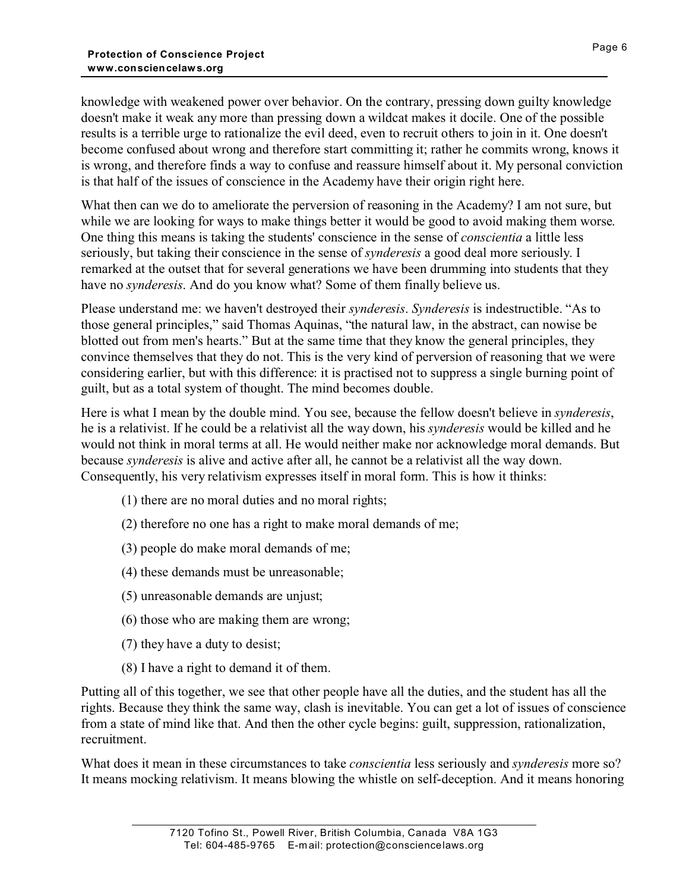knowledge with weakened power over behavior. On the contrary, pressing down guilty knowledge doesn't make it weak any more than pressing down a wildcat makes it docile. One of the possible results is a terrible urge to rationalize the evil deed, even to recruit others to join in it. One doesn't become confused about wrong and therefore start committing it; rather he commits wrong, knows it is wrong, and therefore finds a way to confuse and reassure himself about it. My personal conviction is that half of the issues of conscience in the Academy have their origin right here.

What then can we do to ameliorate the perversion of reasoning in the Academy? I am not sure, but while we are looking for ways to make things better it would be good to avoid making them worse. One thing this means is taking the students' conscience in the sense of *conscientia* a little less seriously, but taking their conscience in the sense of *synderesis* a good deal more seriously. I remarked at the outset that for several generations we have been drumming into students that they have no *synderesis*. And do you know what? Some of them finally believe us.

Please understand me: we haven't destroyed their *synderesis*. *Synderesis* is indestructible. "As to those general principles," said Thomas Aquinas, "the natural law, in the abstract, can nowise be blotted out from men's hearts." But at the same time that they know the general principles, they convince themselves that they do not. This is the very kind of perversion of reasoning that we were considering earlier, but with this difference: it is practised not to suppress a single burning point of guilt, but as a total system of thought. The mind becomes double.

Here is what I mean by the double mind. You see, because the fellow doesn't believe in *synderesis*, he is a relativist. If he could be a relativist all the way down, his *synderesis* would be killed and he would not think in moral terms at all. He would neither make nor acknowledge moral demands. But because *synderesis* is alive and active after all, he cannot be a relativist all the way down. Consequently, his very relativism expresses itself in moral form. This is how it thinks:

(1) there are no moral duties and no moral rights;

(2) therefore no one has a right to make moral demands of me;

(3) people do make moral demands of me;

(4) these demands must be unreasonable;

(5) unreasonable demands are unjust;

(6) those who are making them are wrong;

(7) they have a duty to desist;

(8) I have a right to demand it of them.

Putting all of this together, we see that other people have all the duties, and the student has all the rights. Because they think the same way, clash is inevitable. You can get a lot of issues of conscience from a state of mind like that. And then the other cycle begins: guilt, suppression, rationalization, recruitment.

What does it mean in these circumstances to take *conscientia* less seriously and *synderesis* more so? It means mocking relativism. It means blowing the whistle on self-deception. And it means honoring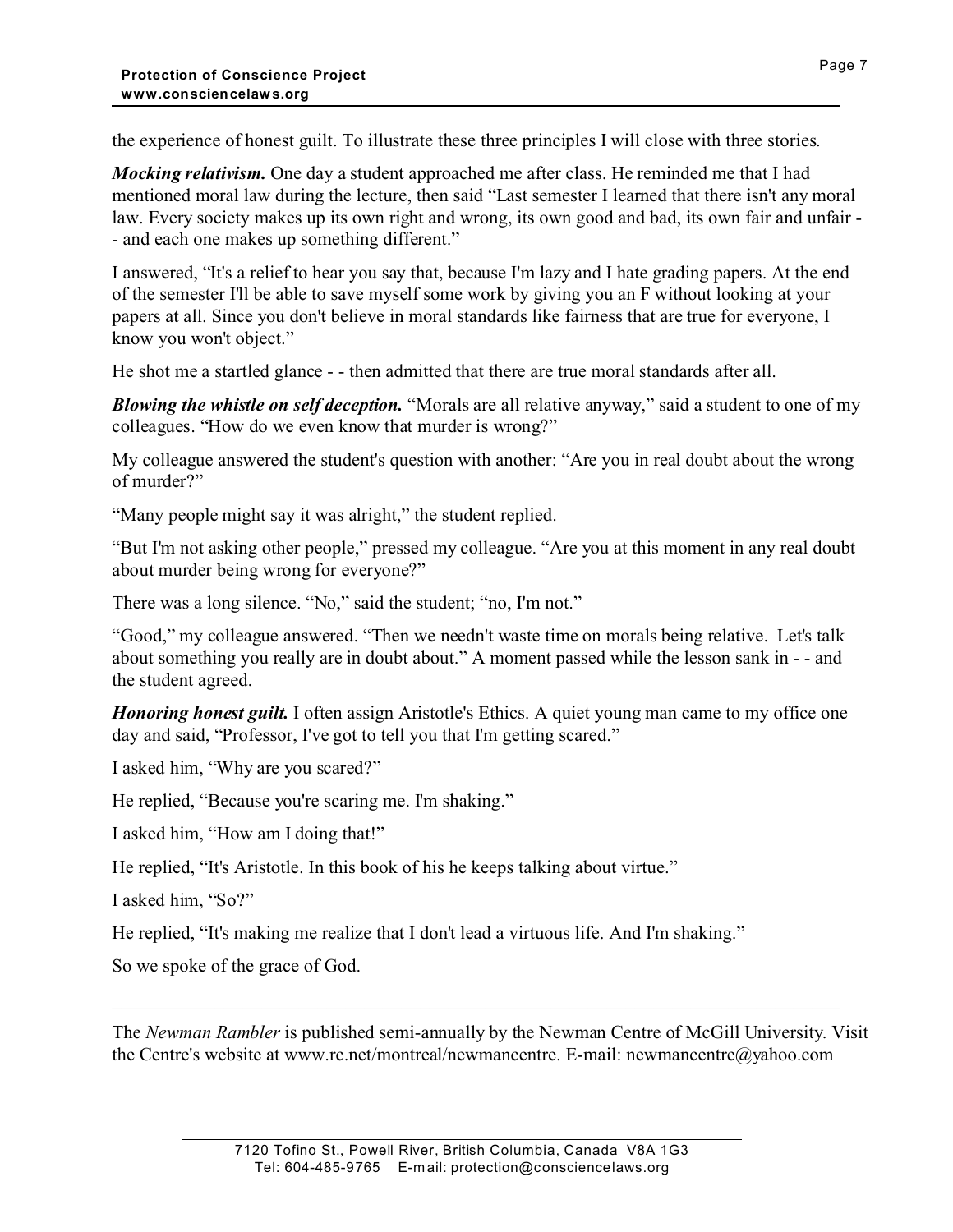the experience of honest guilt. To illustrate these three principles I will close with three stories.

***Mocking relativism.*** One day a student approached me after class. He reminded me that I had mentioned moral law during the lecture, then said "Last semester I learned that there isn't any moral law. Every society makes up its own right and wrong, its own good and bad, its own fair and unfair - - and each one makes up something different."

I answered, "It's a relief to hear you say that, because I'm lazy and I hate grading papers. At the end of the semester I'll be able to save myself some work by giving you an F without looking at your papers at all. Since you don't believe in moral standards like fairness that are true for everyone, I know you won't object."

He shot me a startled glance - - then admitted that there are true moral standards after all.

***Blowing the whistle on self deception.*** "Morals are all relative anyway," said a student to one of my colleagues. "How do we even know that murder is wrong?"

My colleague answered the student's question with another: "Are you in real doubt about the wrong of murder?"

"Many people might say it was alright," the student replied.

"But I'm not asking other people," pressed my colleague. "Are you at this moment in any real doubt about murder being wrong for everyone?"

There was a long silence. "No," said the student; "no, I'm not."

"Good," my colleague answered. "Then we needn't waste time on morals being relative. Let's talk about something you really are in doubt about." A moment passed while the lesson sank in - - and the student agreed.

***Honoring honest guilt.*** I often assign Aristotle's Ethics. A quiet young man came to my office one day and said, "Professor, I've got to tell you that I'm getting scared."

I asked him, "Why are you scared?"

He replied, "Because you're scaring me. I'm shaking."

I asked him, "How am I doing that!"

He replied, "It's Aristotle. In this book of his he keeps talking about virtue."

I asked him, "So?"

He replied, "It's making me realize that I don't lead a virtuous life. And I'm shaking."

So we spoke of the grace of God.

---

The *Newman Rambler* is published semi-annually by the Newman Centre of McGill University. Visit the Centre's website at www.rc.net/montreal/newmancentre. E-mail: newmancentre@yahoo.com